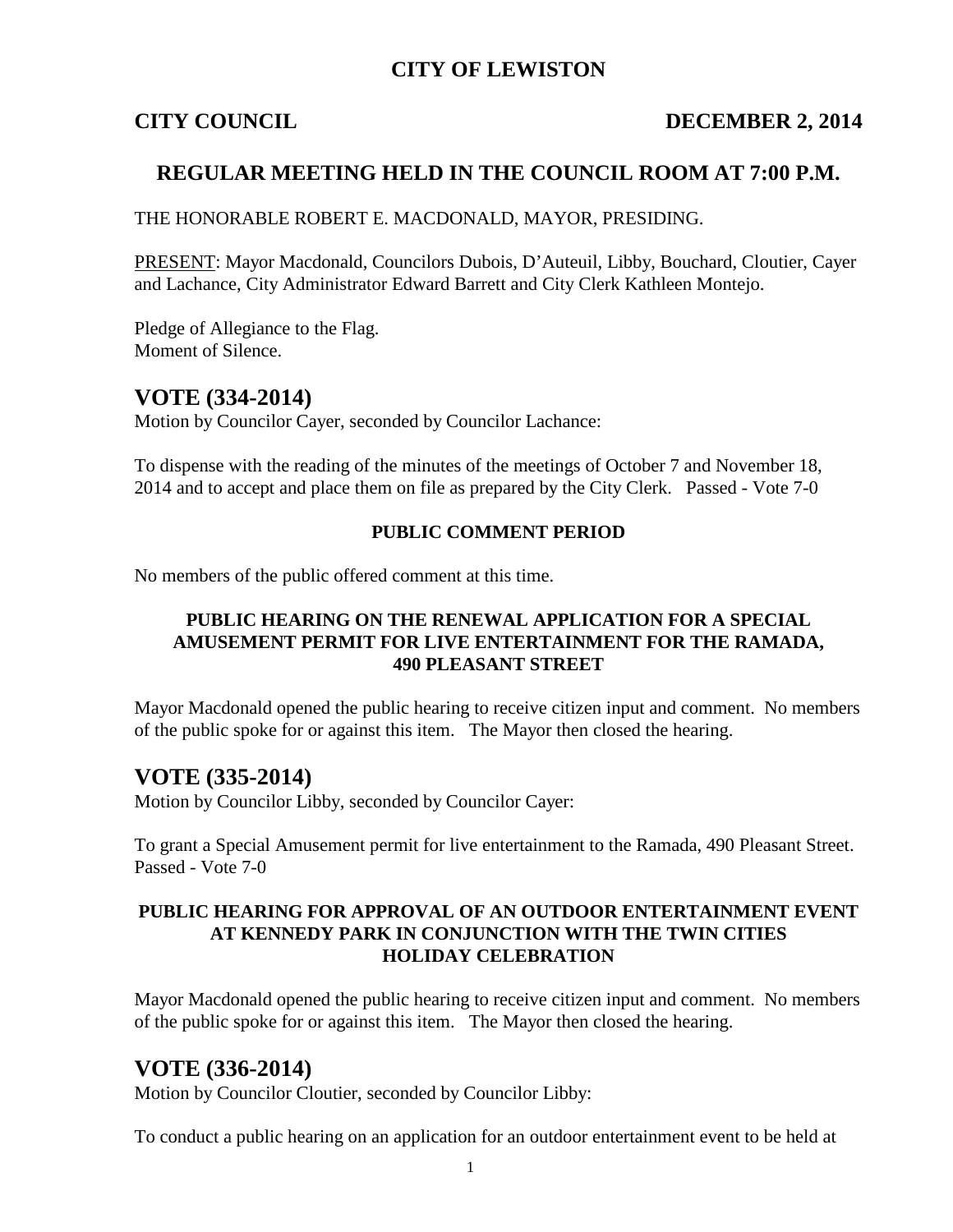# CITY OF LEWISTON

**CITY COUNCIL** **DECEMBER 2, 2014**

## REGULAR MEETING HELD IN THE COUNCIL ROOM AT 7:00 P.M.

THE HONORABLE ROBERT E. MACDONALD, MAYOR, PRESIDING.

PRESENT: Mayor Macdonald, Councilors Dubois, D'Auteuil, Libby, Bouchard, Cloutier, Cayer and Lachance, City Administrator Edward Barrett and City Clerk Kathleen Montejo.

Pledge of Allegiance to the Flag.
Moment of Silence.

## VOTE (334-2014)

Motion by Councilor Cayer, seconded by Councilor Lachance:

To dispense with the reading of the minutes of the meetings of October 7 and November 18, 2014 and to accept and place them on file as prepared by the City Clerk. Passed - Vote 7-0

**PUBLIC COMMENT PERIOD**

No members of the public offered comment at this time.

**PUBLIC HEARING ON THE RENEWAL APPLICATION FOR A SPECIAL AMUSEMENT PERMIT FOR LIVE ENTERTAINMENT FOR THE RAMADA, 490 PLEASANT STREET**

Mayor Macdonald opened the public hearing to receive citizen input and comment. No members of the public spoke for or against this item. The Mayor then closed the hearing.

## VOTE (335-2014)

Motion by Councilor Libby, seconded by Councilor Cayer:

To grant a Special Amusement permit for live entertainment to the Ramada, 490 Pleasant Street. Passed - Vote 7-0

**PUBLIC HEARING FOR APPROVAL OF AN OUTDOOR ENTERTAINMENT EVENT AT KENNEDY PARK IN CONJUNCTION WITH THE TWIN CITIES HOLIDAY CELEBRATION**

Mayor Macdonald opened the public hearing to receive citizen input and comment. No members of the public spoke for or against this item. The Mayor then closed the hearing.

## VOTE (336-2014)

Motion by Councilor Cloutier, seconded by Councilor Libby:

To conduct a public hearing on an application for an outdoor entertainment event to be held at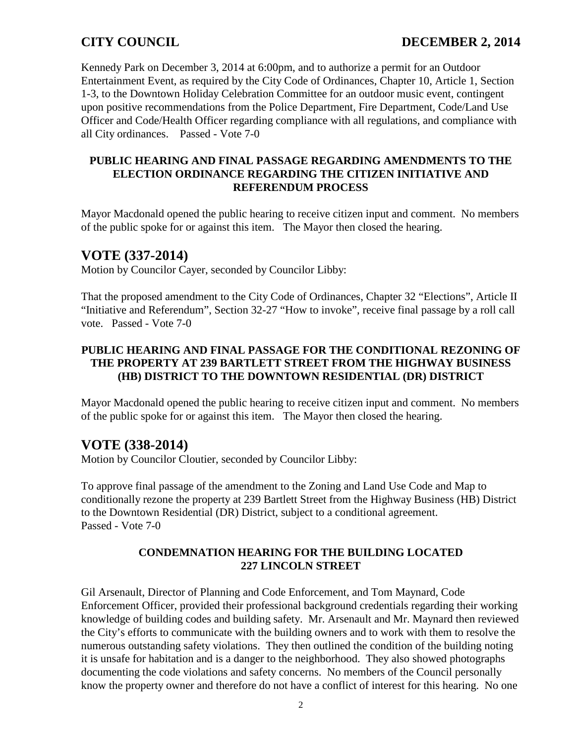Kennedy Park on December 3, 2014 at 6:00pm, and to authorize a permit for an Outdoor Entertainment Event, as required by the City Code of Ordinances, Chapter 10, Article 1, Section 1-3, to the Downtown Holiday Celebration Committee for an outdoor music event, contingent upon positive recommendations from the Police Department, Fire Department, Code/Land Use Officer and Code/Health Officer regarding compliance with all regulations, and compliance with all City ordinances. Passed - Vote 7-0

**PUBLIC HEARING AND FINAL PASSAGE REGARDING AMENDMENTS TO THE ELECTION ORDINANCE REGARDING THE CITIZEN INITIATIVE AND REFERENDUM PROCESS**

Mayor Macdonald opened the public hearing to receive citizen input and comment. No members of the public spoke for or against this item. The Mayor then closed the hearing.

## VOTE (337-2014)

Motion by Councilor Cayer, seconded by Councilor Libby:

That the proposed amendment to the City Code of Ordinances, Chapter 32 "Elections", Article II "Initiative and Referendum", Section 32-27 "How to invoke", receive final passage by a roll call vote. Passed - Vote 7-0

**PUBLIC HEARING AND FINAL PASSAGE FOR THE CONDITIONAL REZONING OF THE PROPERTY AT 239 BARTLETT STREET FROM THE HIGHWAY BUSINESS (HB) DISTRICT TO THE DOWNTOWN RESIDENTIAL (DR) DISTRICT**

Mayor Macdonald opened the public hearing to receive citizen input and comment. No members of the public spoke for or against this item. The Mayor then closed the hearing.

## VOTE (338-2014)

Motion by Councilor Cloutier, seconded by Councilor Libby:

To approve final passage of the amendment to the Zoning and Land Use Code and Map to conditionally rezone the property at 239 Bartlett Street from the Highway Business (HB) District to the Downtown Residential (DR) District, subject to a conditional agreement.
Passed - Vote 7-0

**CONDEMNATION HEARING FOR THE BUILDING LOCATED 227 LINCOLN STREET**

Gil Arsenault, Director of Planning and Code Enforcement, and Tom Maynard, Code Enforcement Officer, provided their professional background credentials regarding their working knowledge of building codes and building safety. Mr. Arsenault and Mr. Maynard then reviewed the City's efforts to communicate with the building owners and to work with them to resolve the numerous outstanding safety violations. They then outlined the condition of the building noting it is unsafe for habitation and is a danger to the neighborhood. They also showed photographs documenting the code violations and safety concerns. No members of the Council personally know the property owner and therefore do not have a conflict of interest for this hearing. No one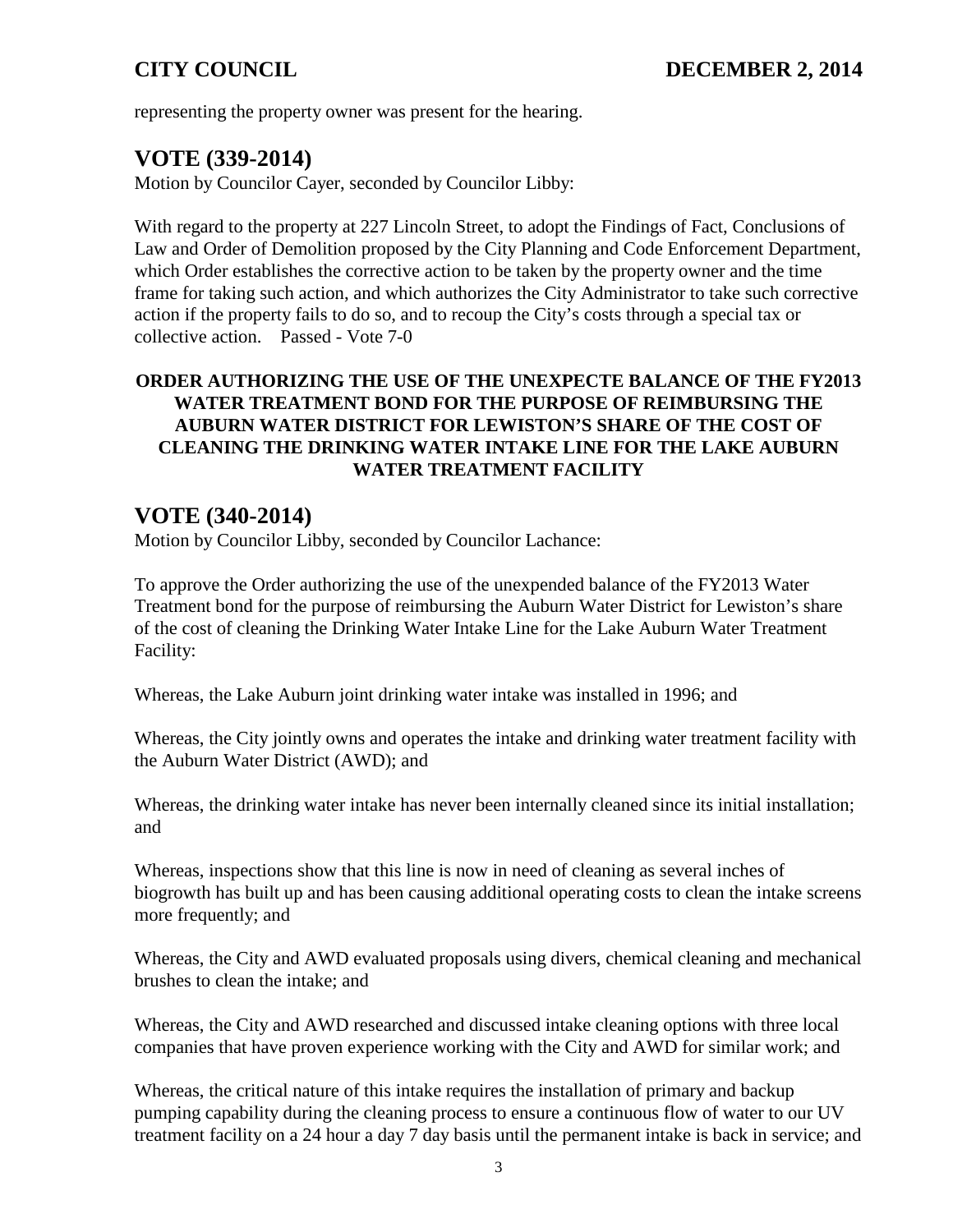representing the property owner was present for the hearing.

## VOTE (339-2014)

Motion by Councilor Cayer, seconded by Councilor Libby:

With regard to the property at 227 Lincoln Street, to adopt the Findings of Fact, Conclusions of Law and Order of Demolition proposed by the City Planning and Code Enforcement Department, which Order establishes the corrective action to be taken by the property owner and the time frame for taking such action, and which authorizes the City Administrator to take such corrective action if the property fails to do so, and to recoup the City's costs through a special tax or collective action.    Passed - Vote 7-0

**ORDER AUTHORIZING THE USE OF THE UNEXPECTE BALANCE OF THE FY2013 WATER TREATMENT BOND FOR THE PURPOSE OF REIMBURSING THE AUBURN WATER DISTRICT FOR LEWISTON'S SHARE OF THE COST OF CLEANING THE DRINKING WATER INTAKE LINE FOR THE LAKE AUBURN WATER TREATMENT FACILITY**

## VOTE (340-2014)

Motion by Councilor Libby, seconded by Councilor Lachance:

To approve the Order authorizing the use of the unexpended balance of the FY2013 Water Treatment bond for the purpose of reimbursing the Auburn Water District for Lewiston's share of the cost of cleaning the Drinking Water Intake Line for the Lake Auburn Water Treatment Facility:

Whereas, the Lake Auburn joint drinking water intake was installed in 1996; and

Whereas, the City jointly owns and operates the intake and drinking water treatment facility with the Auburn Water District (AWD); and

Whereas, the drinking water intake has never been internally cleaned since its initial installation; and

Whereas, inspections show that this line is now in need of cleaning as several inches of biogrowth has built up and has been causing additional operating costs to clean the intake screens more frequently; and

Whereas, the City and AWD evaluated proposals using divers, chemical cleaning and mechanical brushes to clean the intake; and

Whereas, the City and AWD researched and discussed intake cleaning options with three local companies that have proven experience working with the City and AWD for similar work; and

Whereas, the critical nature of this intake requires the installation of primary and backup pumping capability during the cleaning process to ensure a continuous flow of water to our UV treatment facility on a 24 hour a day 7 day basis until the permanent intake is back in service; and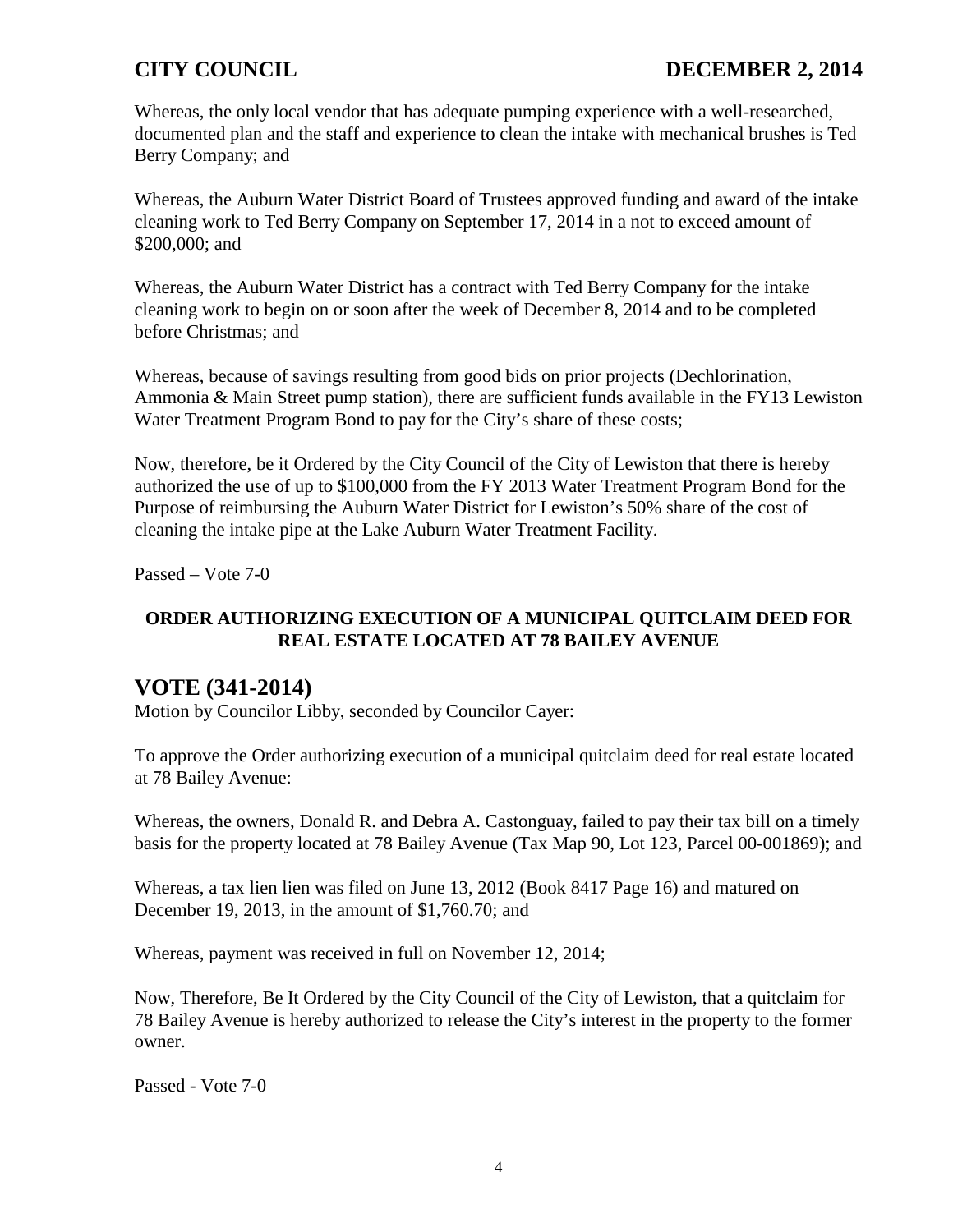Whereas, the only local vendor that has adequate pumping experience with a well-researched, documented plan and the staff and experience to clean the intake with mechanical brushes is Ted Berry Company; and

Whereas, the Auburn Water District Board of Trustees approved funding and award of the intake cleaning work to Ted Berry Company on September 17, 2014 in a not to exceed amount of $200,000; and

Whereas, the Auburn Water District has a contract with Ted Berry Company for the intake cleaning work to begin on or soon after the week of December 8, 2014 and to be completed before Christmas; and

Whereas, because of savings resulting from good bids on prior projects (Dechlorination, Ammonia & Main Street pump station), there are sufficient funds available in the FY13 Lewiston Water Treatment Program Bond to pay for the City's share of these costs;

Now, therefore, be it Ordered by the City Council of the City of Lewiston that there is hereby authorized the use of up to $100,000 from the FY 2013 Water Treatment Program Bond for the Purpose of reimbursing the Auburn Water District for Lewiston's 50% share of the cost of cleaning the intake pipe at the Lake Auburn Water Treatment Facility.

Passed – Vote 7-0

**ORDER AUTHORIZING EXECUTION OF A MUNICIPAL QUITCLAIM DEED FOR REAL ESTATE LOCATED AT 78 BAILEY AVENUE**

## VOTE (341-2014)

Motion by Councilor Libby, seconded by Councilor Cayer:

To approve the Order authorizing execution of a municipal quitclaim deed for real estate located at 78 Bailey Avenue:

Whereas, the owners, Donald R. and Debra A. Castonguay, failed to pay their tax bill on a timely basis for the property located at 78 Bailey Avenue (Tax Map 90, Lot 123, Parcel 00-001869); and

Whereas, a tax lien lien was filed on June 13, 2012 (Book 8417 Page 16) and matured on December 19, 2013, in the amount of $1,760.70; and

Whereas, payment was received in full on November 12, 2014;

Now, Therefore, Be It Ordered by the City Council of the City of Lewiston, that a quitclaim for 78 Bailey Avenue is hereby authorized to release the City's interest in the property to the former owner.

Passed - Vote 7-0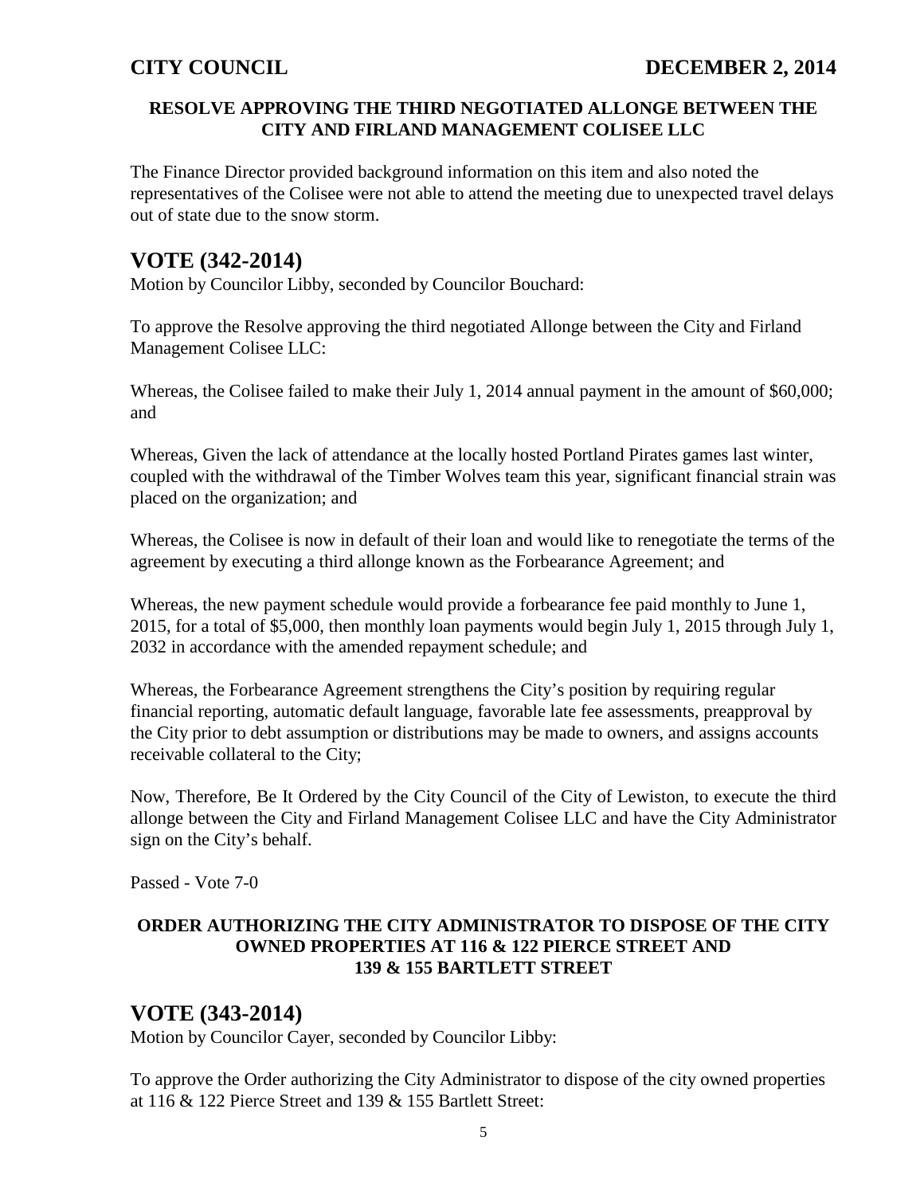**RESOLVE APPROVING THE THIRD NEGOTIATED ALLONGE BETWEEN THE CITY AND FIRLAND MANAGEMENT COLISEE LLC**

The Finance Director provided background information on this item and also noted the representatives of the Colisee were not able to attend the meeting due to unexpected travel delays out of state due to the snow storm.

## VOTE (342-2014)

Motion by Councilor Libby, seconded by Councilor Bouchard:

To approve the Resolve approving the third negotiated Allonge between the City and Firland Management Colisee LLC:

Whereas, the Colisee failed to make their July 1, 2014 annual payment in the amount of $60,000; and

Whereas, Given the lack of attendance at the locally hosted Portland Pirates games last winter, coupled with the withdrawal of the Timber Wolves team this year, significant financial strain was placed on the organization; and

Whereas, the Colisee is now in default of their loan and would like to renegotiate the terms of the agreement by executing a third allonge known as the Forbearance Agreement; and

Whereas, the new payment schedule would provide a forbearance fee paid monthly to June 1, 2015, for a total of $5,000, then monthly loan payments would begin July 1, 2015 through July 1, 2032 in accordance with the amended repayment schedule; and

Whereas, the Forbearance Agreement strengthens the City's position by requiring regular financial reporting, automatic default language, favorable late fee assessments, preapproval by the City prior to debt assumption or distributions may be made to owners, and assigns accounts receivable collateral to the City;

Now, Therefore, Be It Ordered by the City Council of the City of Lewiston, to execute the third allonge between the City and Firland Management Colisee LLC and have the City Administrator sign on the City's behalf.

Passed - Vote 7-0

**ORDER AUTHORIZING THE CITY ADMINISTRATOR TO DISPOSE OF THE CITY OWNED PROPERTIES AT 116 & 122 PIERCE STREET AND 139 & 155 BARTLETT STREET**

## VOTE (343-2014)

Motion by Councilor Cayer, seconded by Councilor Libby:

To approve the Order authorizing the City Administrator to dispose of the city owned properties at 116 & 122 Pierce Street and 139 & 155 Bartlett Street: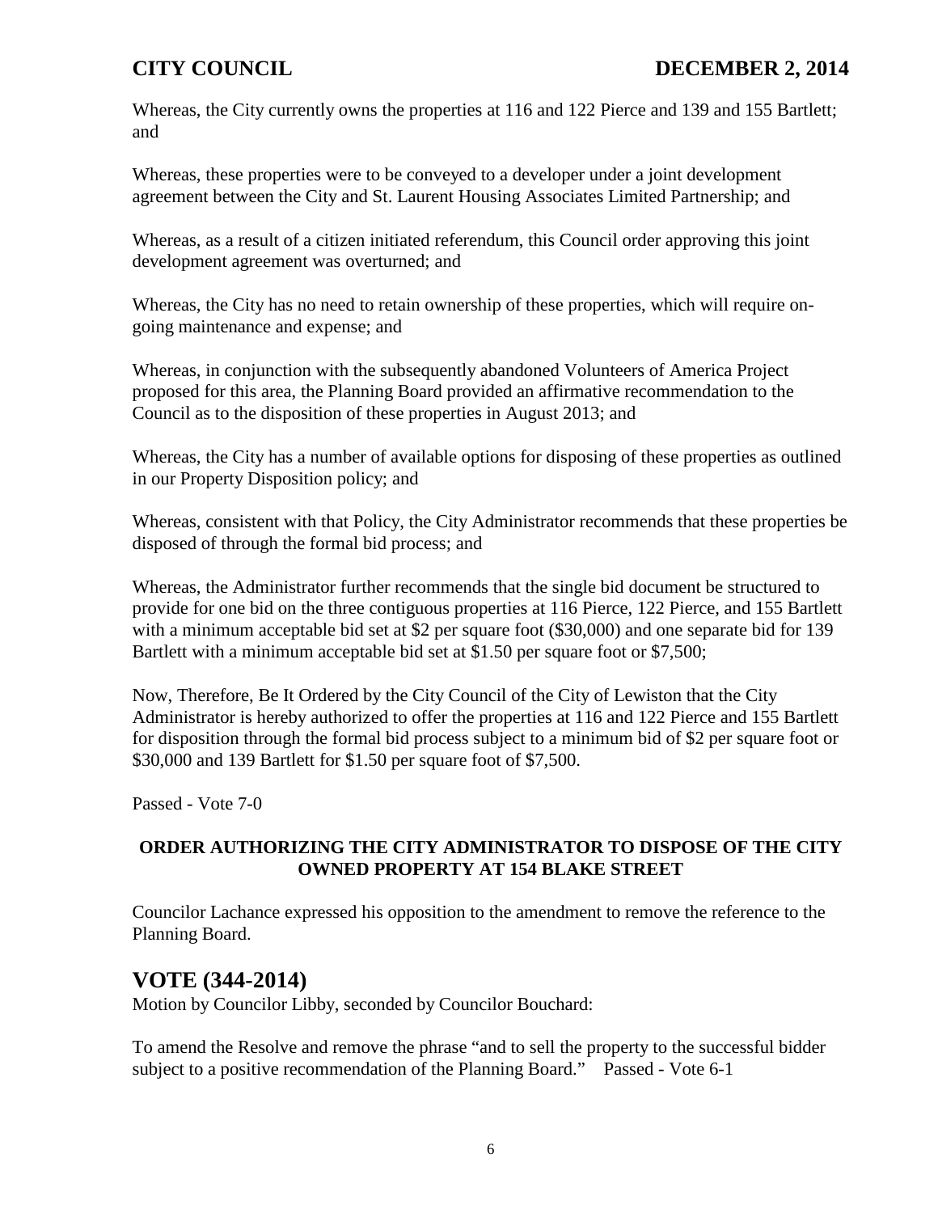Whereas, the City currently owns the properties at 116 and 122 Pierce and 139 and 155 Bartlett; and

Whereas, these properties were to be conveyed to a developer under a joint development agreement between the City and St. Laurent Housing Associates Limited Partnership; and

Whereas, as a result of a citizen initiated referendum, this Council order approving this joint development agreement was overturned; and

Whereas, the City has no need to retain ownership of these properties, which will require on-going maintenance and expense; and

Whereas, in conjunction with the subsequently abandoned Volunteers of America Project proposed for this area, the Planning Board provided an affirmative recommendation to the Council as to the disposition of these properties in August 2013; and

Whereas, the City has a number of available options for disposing of these properties as outlined in our Property Disposition policy; and

Whereas, consistent with that Policy, the City Administrator recommends that these properties be disposed of through the formal bid process; and

Whereas, the Administrator further recommends that the single bid document be structured to provide for one bid on the three contiguous properties at 116 Pierce, 122 Pierce, and 155 Bartlett with a minimum acceptable bid set at $2 per square foot ($30,000) and one separate bid for 139 Bartlett with a minimum acceptable bid set at $1.50 per square foot or $7,500;

Now, Therefore, Be It Ordered by the City Council of the City of Lewiston that the City Administrator is hereby authorized to offer the properties at 116 and 122 Pierce and 155 Bartlett for disposition through the formal bid process subject to a minimum bid of $2 per square foot or $30,000 and 139 Bartlett for $1.50 per square foot of $7,500.

Passed - Vote 7-0

**ORDER AUTHORIZING THE CITY ADMINISTRATOR TO DISPOSE OF THE CITY OWNED PROPERTY AT 154 BLAKE STREET**

Councilor Lachance expressed his opposition to the amendment to remove the reference to the Planning Board.

## VOTE (344-2014)

Motion by Councilor Libby, seconded by Councilor Bouchard:

To amend the Resolve and remove the phrase "and to sell the property to the successful bidder subject to a positive recommendation of the Planning Board." Passed - Vote 6-1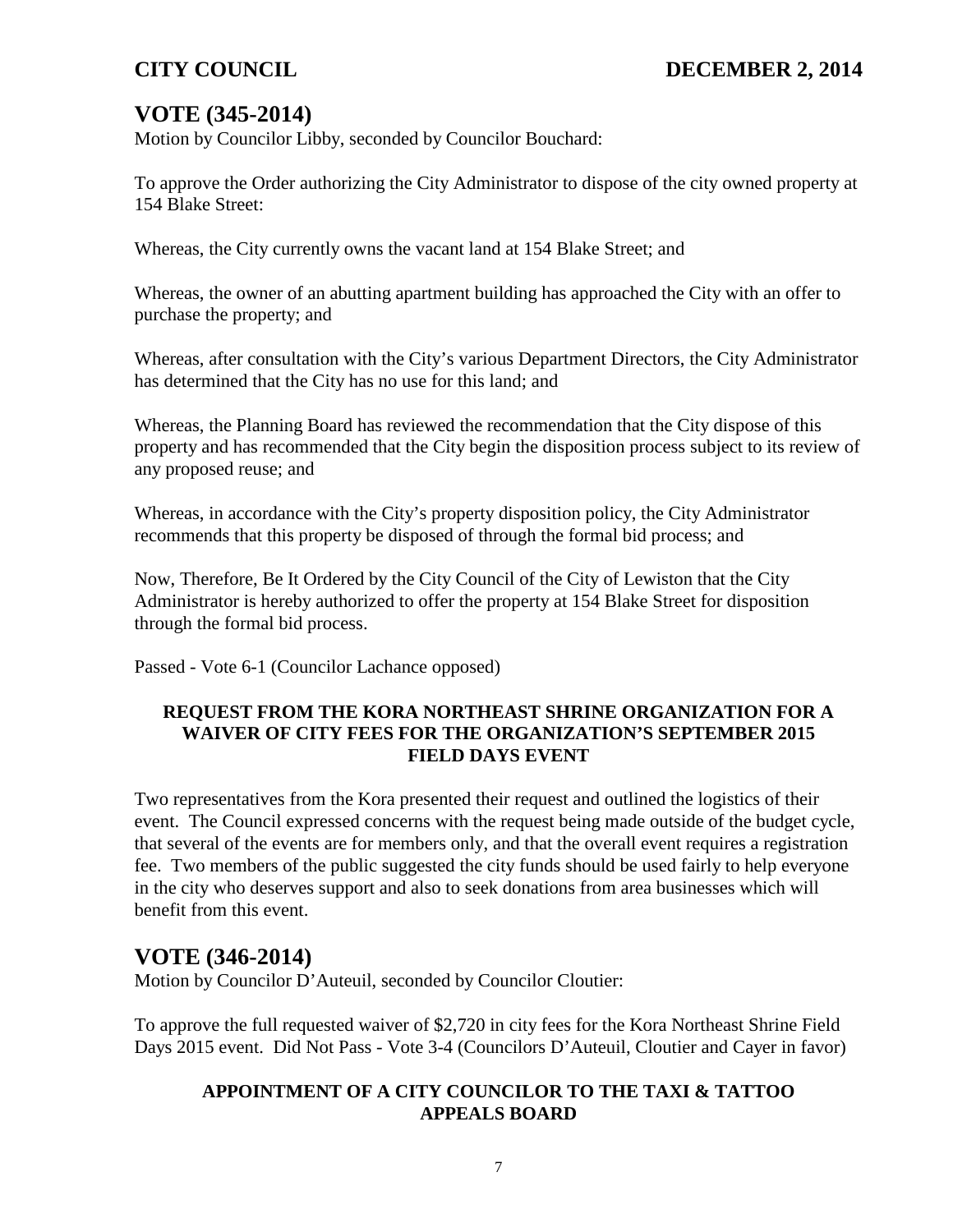## VOTE (345-2014)

Motion by Councilor Libby, seconded by Councilor Bouchard:

To approve the Order authorizing the City Administrator to dispose of the city owned property at 154 Blake Street:

Whereas, the City currently owns the vacant land at 154 Blake Street; and

Whereas, the owner of an abutting apartment building has approached the City with an offer to purchase the property; and

Whereas, after consultation with the City's various Department Directors, the City Administrator has determined that the City has no use for this land; and

Whereas, the Planning Board has reviewed the recommendation that the City dispose of this property and has recommended that the City begin the disposition process subject to its review of any proposed reuse; and

Whereas, in accordance with the City's property disposition policy, the City Administrator recommends that this property be disposed of through the formal bid process; and

Now, Therefore, Be It Ordered by the City Council of the City of Lewiston that the City Administrator is hereby authorized to offer the property at 154 Blake Street for disposition through the formal bid process.

Passed - Vote 6-1 (Councilor Lachance opposed)

### REQUEST FROM THE KORA NORTHEAST SHRINE ORGANIZATION FOR A WAIVER OF CITY FEES FOR THE ORGANIZATION'S SEPTEMBER 2015 FIELD DAYS EVENT

Two representatives from the Kora presented their request and outlined the logistics of their event. The Council expressed concerns with the request being made outside of the budget cycle, that several of the events are for members only, and that the overall event requires a registration fee. Two members of the public suggested the city funds should be used fairly to help everyone in the city who deserves support and also to seek donations from area businesses which will benefit from this event.

## VOTE (346-2014)

Motion by Councilor D'Auteuil, seconded by Councilor Cloutier:

To approve the full requested waiver of $2,720 in city fees for the Kora Northeast Shrine Field Days 2015 event. Did Not Pass - Vote 3-4 (Councilors D'Auteuil, Cloutier and Cayer in favor)

### APPOINTMENT OF A CITY COUNCILOR TO THE TAXI & TATTOO APPEALS BOARD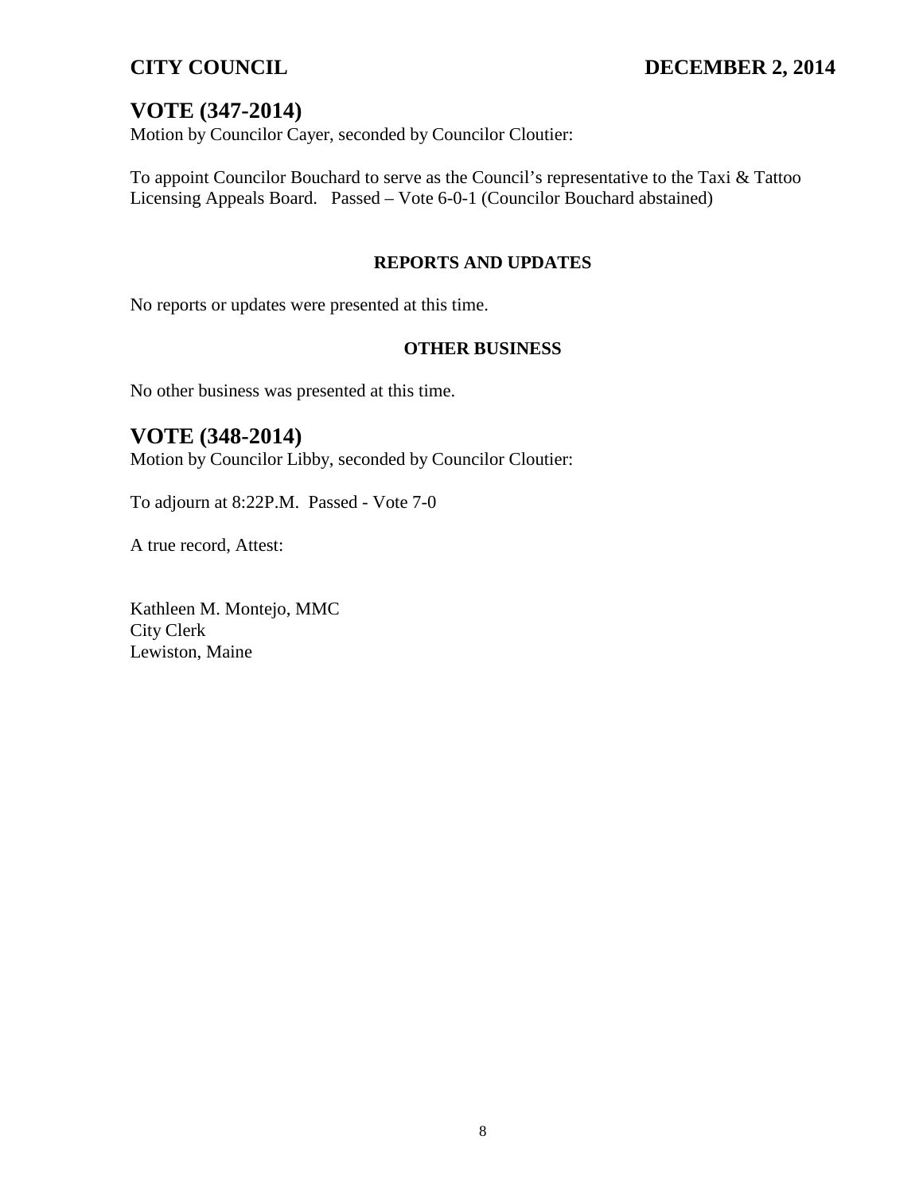## VOTE (347-2014)

Motion by Councilor Cayer, seconded by Councilor Cloutier:

To appoint Councilor Bouchard to serve as the Council's representative to the Taxi & Tattoo Licensing Appeals Board. Passed – Vote 6-0-1 (Councilor Bouchard abstained)

**REPORTS AND UPDATES**

No reports or updates were presented at this time.

**OTHER BUSINESS**

No other business was presented at this time.

## VOTE (348-2014)

Motion by Councilor Libby, seconded by Councilor Cloutier:

To adjourn at 8:22P.M. Passed - Vote 7-0

A true record, Attest:

Kathleen M. Montejo, MMC
City Clerk
Lewiston, Maine